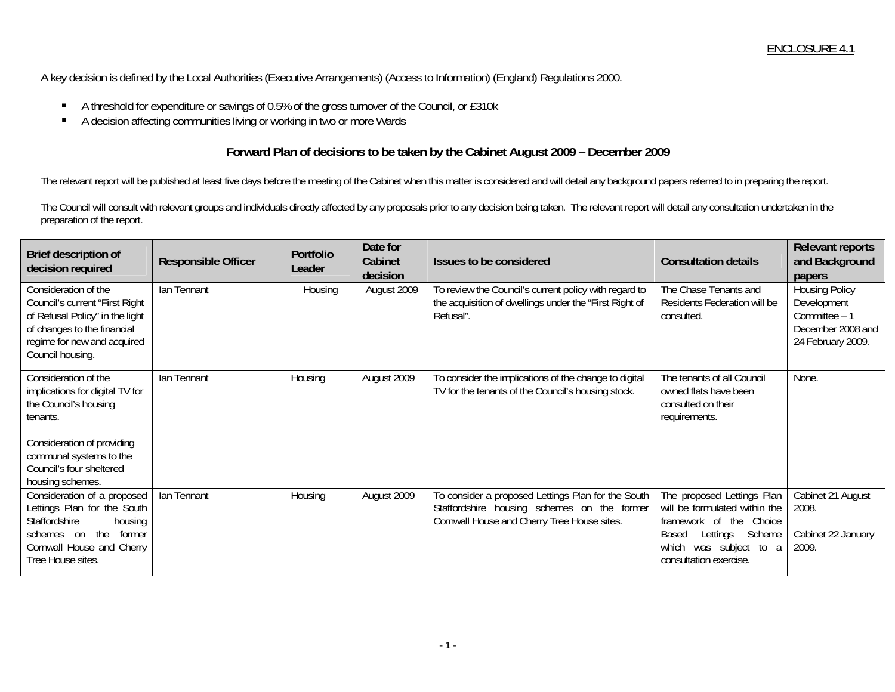ENCLOSURE 4.1

A key decision is defined by the Local Authorities (Executive Arrangements) (Access to Information) (England) Regulations 2000.

- A threshold for expenditure or savings of 0.5% of the gross turnover of the Council, or £310k
- A decision affecting communities living or working in two or more Wards

## Forward Plan of decisions to be taken by the Cabinet August 2009 – December 2009

The relevant report will be published at least five days before the meeting of the Cabinet when this matter is considered and will detail any background papers referred to in preparing the report.

The Council will consult with relevant groups and individuals directly affected by any proposals prior to any decision being taken. The relevant report will detail any consultation undertaken in the preparation of the report.

| Brief description of decision required | Responsible Officer | Portfolio Leader | Date for Cabinet decision | Issues to be considered | Consultation details | Relevant reports and Background papers |
|---|---|---|---|---|---|---|
| Consideration of the Council's current "First Right of Refusal Policy" in the light of changes to the financial regime for new and acquired Council housing. | Ian Tennant | Housing | August 2009 | To review the Council's current policy with regard to the acquisition of dwellings under the "First Right of Refusal". | The Chase Tenants and Residents Federation will be consulted. | Housing Policy Development Committee – 1 December 2008 and 24 February 2009. |
| Consideration of the implications for digital TV for the Council's housing tenants.<br><br>Consideration of providing communal systems to the Council's four sheltered housing schemes. | Ian Tennant | Housing | August 2009 | To consider the implications of the change to digital TV for the tenants of the Council's housing stock. | The tenants of all Council owned flats have been consulted on their requirements. | None. |
| Consideration of a proposed Lettings Plan for the South Staffordshire housing schemes on the former Cornwall House and Cherry Tree House sites. | Ian Tennant | Housing | August 2009 | To consider a proposed Lettings Plan for the South Staffordshire housing schemes on the former Cornwall House and Cherry Tree House sites. | The proposed Lettings Plan will be formulated within the framework of the Choice Based Lettings Scheme which was subject to a consultation exercise. | Cabinet 21 August 2008.<br><br>Cabinet 22 January 2009. |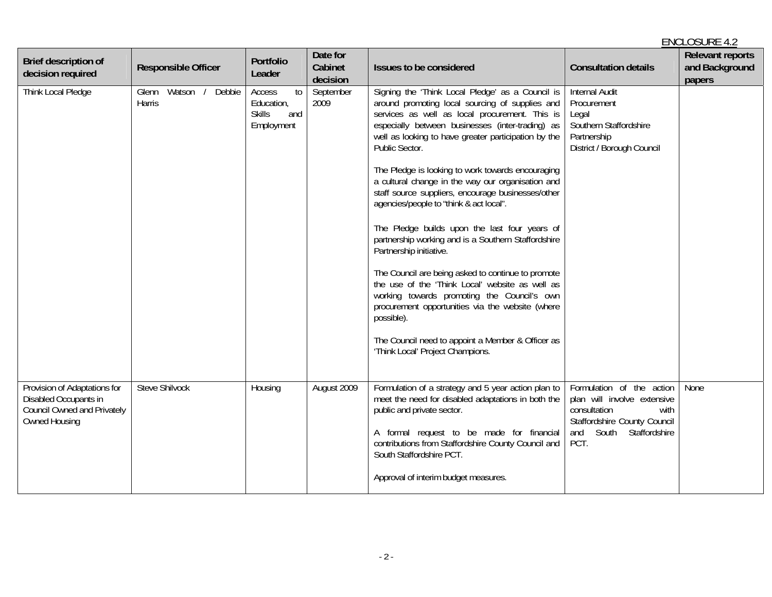ENCLOSURE 4.2

| Brief description of decision required | Responsible Officer | Portfolio Leader | Date for Cabinet decision | Issues to be considered | Consultation details | Relevant reports and Background papers |
|---|---|---|---|---|---|---|
| Think Local Pledge | Glenn Watson / Debbie Harris | Access to Education, Skills and Employment | September 2009 | Signing the 'Think Local Pledge' as a Council is around promoting local sourcing of supplies and services as well as local procurement. This is especially between businesses (inter-trading) as well as looking to have greater participation by the Public Sector.<br><br>The Pledge is looking to work towards encouraging a cultural change in the way our organisation and staff source suppliers, encourage businesses/other agencies/people to "think & act local".<br><br>The Pledge builds upon the last four years of partnership working and is a Southern Staffordshire Partnership initiative.<br><br>The Council are being asked to continue to promote the use of the 'Think Local' website as well as working towards promoting the Council's own procurement opportunities via the website (where possible).<br><br>The Council need to appoint a Member & Officer as 'Think Local' Project Champions. | Internal Audit<br>Procurement<br>Legal<br>Southern Staffordshire Partnership<br>District / Borough Council | |
| Provision of Adaptations for Disabled Occupants in Council Owned and Privately Owned Housing | Steve Shilvock | Housing | August 2009 | Formulation of a strategy and 5 year action plan to meet the need for disabled adaptations in both the public and private sector.<br><br>A formal request to be made for financial contributions from Staffordshire County Council and South Staffordshire PCT.<br><br>Approval of interim budget measures. | Formulation of the action plan will involve extensive consultation with Staffordshire County Council and South Staffordshire PCT. | None |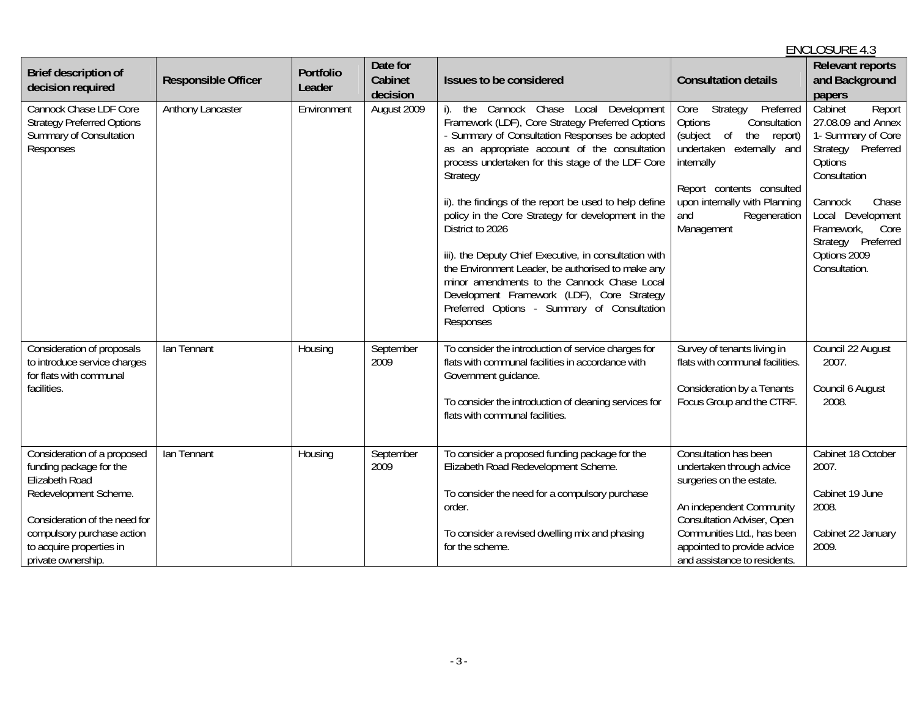ENCLOSURE 4.3

| Brief description of decision required | Responsible Officer | Portfolio Leader | Date for Cabinet decision | Issues to be considered | Consultation details | Relevant reports and Background papers |
|---|---|---|---|---|---|---|
| Cannock Chase LDF Core Strategy Preferred Options Summary of Consultation Responses | Anthony Lancaster | Environment | August 2009 | i). the Cannock Chase Local Development Framework (LDF), Core Strategy Preferred Options - Summary of Consultation Responses be adopted as an appropriate account of the consultation process undertaken for this stage of the LDF Core Strategy<br><br>ii). the findings of the report be used to help define policy in the Core Strategy for development in the District to 2026<br><br>iii). the Deputy Chief Executive, in consultation with the Environment Leader, be authorised to make any minor amendments to the Cannock Chase Local Development Framework (LDF), Core Strategy Preferred Options - Summary of Consultation Responses | Core Strategy Preferred Options Consultation (subject of the report) undertaken externally and internally<br><br>Report contents consulted upon internally with Planning and Regeneration Management | Cabinet Report 27.08.09 and Annex 1- Summary of Core Strategy Preferred Options Consultation<br><br>Cannock Chase Local Development Framework, Core Strategy Preferred Options 2009 Consultation. |
| Consideration of proposals to introduce service charges for flats with communal facilities. | Ian Tennant | Housing | September 2009 | To consider the introduction of service charges for flats with communal facilities in accordance with Government guidance.<br><br>To consider the introduction of cleaning services for flats with communal facilities. | Survey of tenants living in flats with communal facilities.<br><br>Consideration by a Tenants Focus Group and the CTRF. | Council 22 August 2007.<br><br>Council 6 August 2008. |
| Consideration of a proposed funding package for the Elizabeth Road Redevelopment Scheme.<br><br>Consideration of the need for compulsory purchase action to acquire properties in private ownership. | Ian Tennant | Housing | September 2009 | To consider a proposed funding package for the Elizabeth Road Redevelopment Scheme.<br><br>To consider the need for a compulsory purchase order.<br><br>To consider a revised dwelling mix and phasing for the scheme. | Consultation has been undertaken through advice surgeries on the estate.<br><br>An independent Community Consultation Adviser, Open Communities Ltd., has been appointed to provide advice and assistance to residents. | Cabinet 18 October 2007.<br><br>Cabinet 19 June 2008.<br><br>Cabinet 22 January 2009. |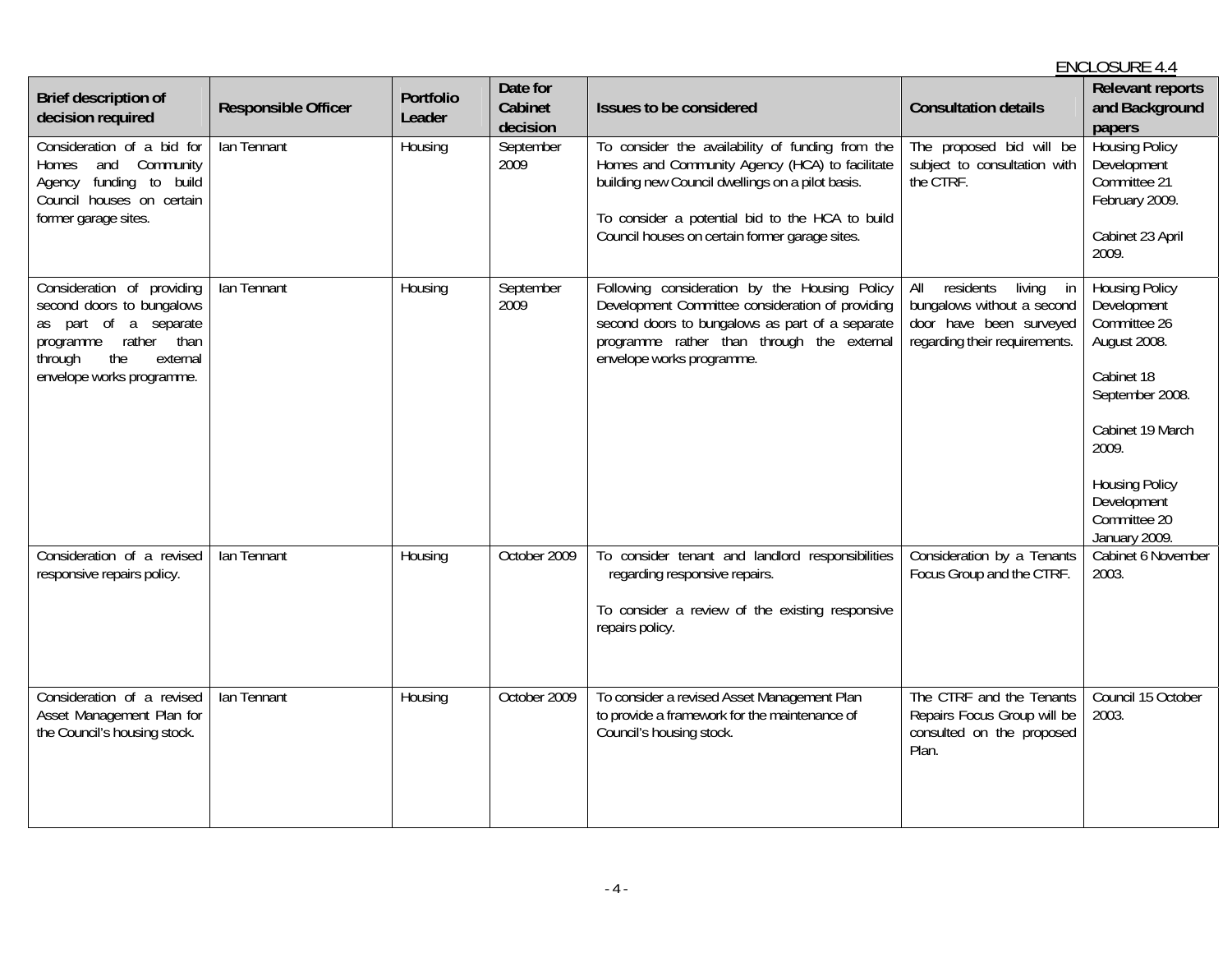ENCLOSURE 4.4

| Brief description of decision required | Responsible Officer | Portfolio Leader | Date for Cabinet decision | Issues to be considered | Consultation details | Relevant reports and Background papers |
|---|---|---|---|---|---|---|
| Consideration of a bid for Homes and Community Agency funding to build Council houses on certain former garage sites. | Ian Tennant | Housing | September 2009 | To consider the availability of funding from the Homes and Community Agency (HCA) to facilitate building new Council dwellings on a pilot basis.<br><br>To consider a potential bid to the HCA to build Council houses on certain former garage sites. | The proposed bid will be subject to consultation with the CTRF. | Housing Policy Development Committee 21 February 2009.<br><br>Cabinet 23 April 2009. |
| Consideration of providing second doors to bungalows as part of a separate programme rather than through the external envelope works programme. | Ian Tennant | Housing | September 2009 | Following consideration by the Housing Policy Development Committee consideration of providing second doors to bungalows as part of a separate programme rather than through the external envelope works programme. | All residents living in bungalows without a second door have been surveyed regarding their requirements. | Housing Policy Development Committee 26 August 2008.<br><br>Cabinet 18 September 2008.<br><br>Cabinet 19 March 2009.<br><br>Housing Policy Development Committee 20 January 2009. |
| Consideration of a revised responsive repairs policy. | Ian Tennant | Housing | October 2009 | To consider tenant and landlord responsibilities regarding responsive repairs.<br><br>To consider a review of the existing responsive repairs policy. | Consideration by a Tenants Focus Group and the CTRF. | Cabinet 6 November 2003. |
| Consideration of a revised Asset Management Plan for the Council's housing stock. | Ian Tennant | Housing | October 2009 | To consider a revised Asset Management Plan to provide a framework for the maintenance of Council's housing stock. | The CTRF and the Tenants Repairs Focus Group will be consulted on the proposed Plan. | Council 15 October 2003. |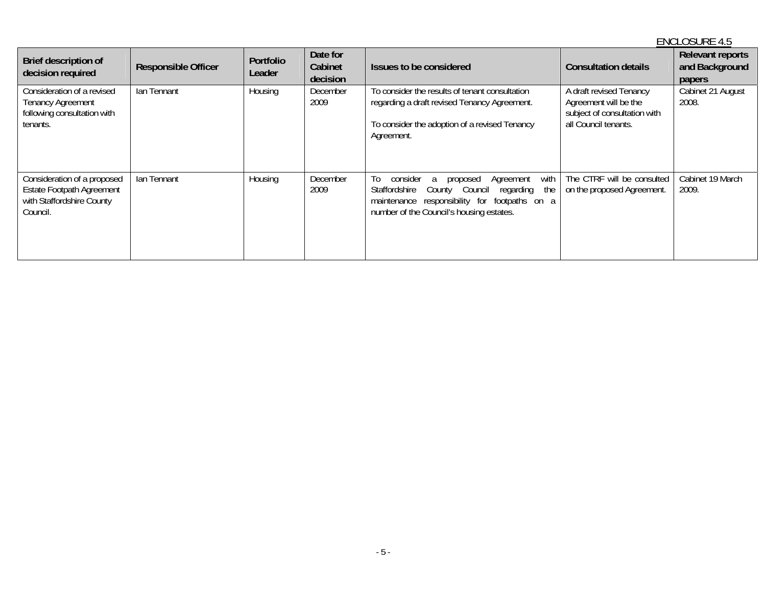ENCLOSURE 4.5

| Brief description of decision required | Responsible Officer | Portfolio Leader | Date for Cabinet decision | Issues to be considered | Consultation details | Relevant reports and Background papers |
| --- | --- | --- | --- | --- | --- | --- |
| Consideration of a revised Tenancy Agreement following consultation with tenants. | Ian Tennant | Housing | December 2009 | To consider the results of tenant consultation regarding a draft revised Tenancy Agreement.<br><br>To consider the adoption of a revised Tenancy Agreement. | A draft revised Tenancy Agreement will be the subject of consultation with all Council tenants. | Cabinet 21 August 2008. |
| Consideration of a proposed Estate Footpath Agreement with Staffordshire County Council. | Ian Tennant | Housing | December 2009 | To consider a proposed Agreement with Staffordshire County Council regarding the maintenance responsibility for footpaths on a number of the Council's housing estates. | The CTRF will be consulted on the proposed Agreement. | Cabinet 19 March 2009. |